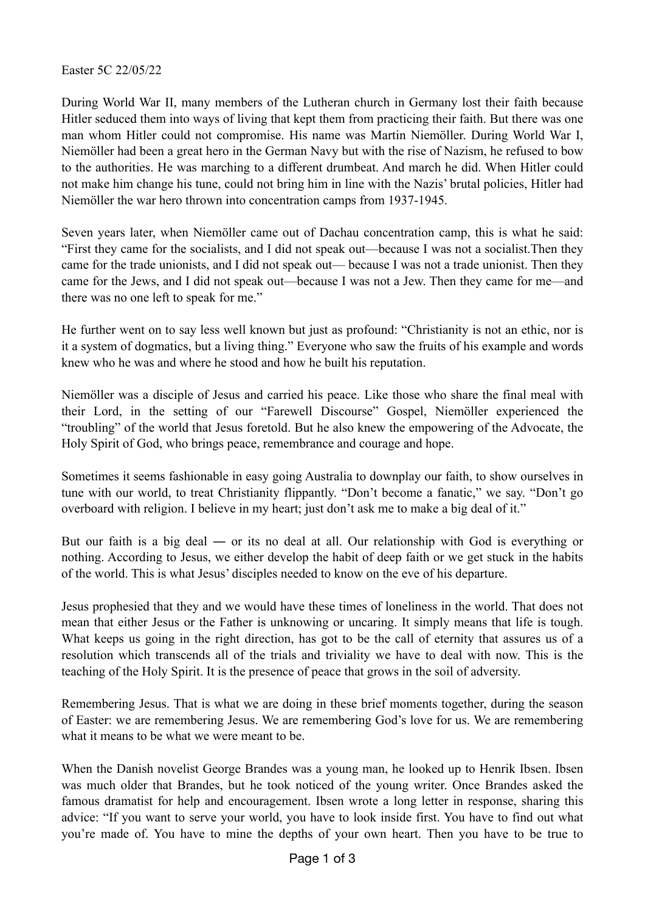Easter 5C 22/05/22

During World War II, many members of the Lutheran church in Germany lost their faith because Hitler seduced them into ways of living that kept them from practicing their faith. But there was one man whom Hitler could not compromise. His name was Martin Niemöller. During World War I, Niemöller had been a great hero in the German Navy but with the rise of Nazism, he refused to bow to the authorities. He was marching to a different drumbeat. And march he did. When Hitler could not make him change his tune, could not bring him in line with the Nazis' brutal policies, Hitler had Niemöller the war hero thrown into concentration camps from 1937-1945.

Seven years later, when Niemöller came out of Dachau concentration camp, this is what he said: "First they came for the socialists, and I did not speak out—because I was not a socialist.Then they came for the trade unionists, and I did not speak out— because I was not a trade unionist. Then they came for the Jews, and I did not speak out—because I was not a Jew. Then they came for me—and there was no one left to speak for me."

He further went on to say less well known but just as profound: "Christianity is not an ethic, nor is it a system of dogmatics, but a living thing." Everyone who saw the fruits of his example and words knew who he was and where he stood and how he built his reputation.

Niemöller was a disciple of Jesus and carried his peace. Like those who share the final meal with their Lord, in the setting of our "Farewell Discourse" Gospel, Niemöller experienced the "troubling" of the world that Jesus foretold. But he also knew the empowering of the Advocate, the Holy Spirit of God, who brings peace, remembrance and courage and hope.

Sometimes it seems fashionable in easy going Australia to downplay our faith, to show ourselves in tune with our world, to treat Christianity flippantly. "Don't become a fanatic," we say. "Don't go overboard with religion. I believe in my heart; just don't ask me to make a big deal of it."

But our faith is a big deal ― or its no deal at all. Our relationship with God is everything or nothing. According to Jesus, we either develop the habit of deep faith or we get stuck in the habits of the world. This is what Jesus' disciples needed to know on the eve of his departure.

Jesus prophesied that they and we would have these times of loneliness in the world. That does not mean that either Jesus or the Father is unknowing or uncaring. It simply means that life is tough. What keeps us going in the right direction, has got to be the call of eternity that assures us of a resolution which transcends all of the trials and triviality we have to deal with now. This is the teaching of the Holy Spirit. It is the presence of peace that grows in the soil of adversity.

Remembering Jesus. That is what we are doing in these brief moments together, during the season of Easter: we are remembering Jesus. We are remembering God's love for us. We are remembering what it means to be what we were meant to be.

When the Danish novelist George Brandes was a young man, he looked up to Henrik Ibsen. Ibsen was much older that Brandes, but he took noticed of the young writer. Once Brandes asked the famous dramatist for help and encouragement. Ibsen wrote a long letter in response, sharing this advice: "If you want to serve your world, you have to look inside first. You have to find out what you're made of. You have to mine the depths of your own heart. Then you have to be true to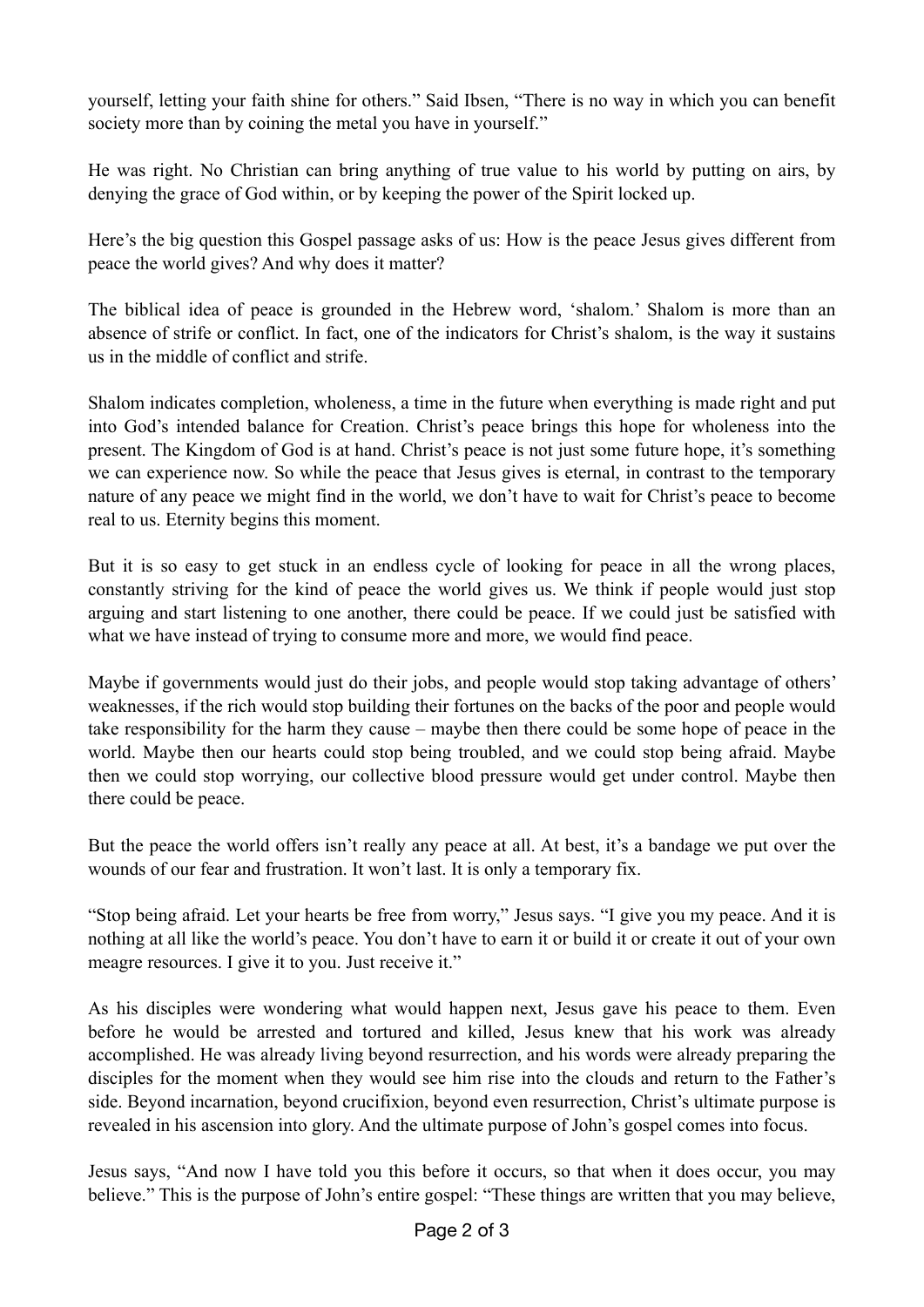yourself, letting your faith shine for others." Said Ibsen, "There is no way in which you can benefit society more than by coining the metal you have in yourself."

He was right. No Christian can bring anything of true value to his world by putting on airs, by denying the grace of God within, or by keeping the power of the Spirit locked up.

Here's the big question this Gospel passage asks of us: How is the peace Jesus gives different from peace the world gives? And why does it matter?

The biblical idea of peace is grounded in the Hebrew word, 'shalom.' Shalom is more than an absence of strife or conflict. In fact, one of the indicators for Christ's shalom, is the way it sustains us in the middle of conflict and strife.

Shalom indicates completion, wholeness, a time in the future when everything is made right and put into God's intended balance for Creation. Christ's peace brings this hope for wholeness into the present. The Kingdom of God is at hand. Christ's peace is not just some future hope, it's something we can experience now. So while the peace that Jesus gives is eternal, in contrast to the temporary nature of any peace we might find in the world, we don't have to wait for Christ's peace to become real to us. Eternity begins this moment.

But it is so easy to get stuck in an endless cycle of looking for peace in all the wrong places, constantly striving for the kind of peace the world gives us. We think if people would just stop arguing and start listening to one another, there could be peace. If we could just be satisfied with what we have instead of trying to consume more and more, we would find peace.

Maybe if governments would just do their jobs, and people would stop taking advantage of others' weaknesses, if the rich would stop building their fortunes on the backs of the poor and people would take responsibility for the harm they cause – maybe then there could be some hope of peace in the world. Maybe then our hearts could stop being troubled, and we could stop being afraid. Maybe then we could stop worrying, our collective blood pressure would get under control. Maybe then there could be peace.

But the peace the world offers isn't really any peace at all. At best, it's a bandage we put over the wounds of our fear and frustration. It won't last. It is only a temporary fix.

"Stop being afraid. Let your hearts be free from worry," Jesus says. "I give you my peace. And it is nothing at all like the world's peace. You don't have to earn it or build it or create it out of your own meagre resources. I give it to you. Just receive it."

As his disciples were wondering what would happen next, Jesus gave his peace to them. Even before he would be arrested and tortured and killed, Jesus knew that his work was already accomplished. He was already living beyond resurrection, and his words were already preparing the disciples for the moment when they would see him rise into the clouds and return to the Father's side. Beyond incarnation, beyond crucifixion, beyond even resurrection, Christ's ultimate purpose is revealed in his ascension into glory. And the ultimate purpose of John's gospel comes into focus.

Jesus says, "And now I have told you this before it occurs, so that when it does occur, you may believe." This is the purpose of John's entire gospel: "These things are written that you may believe,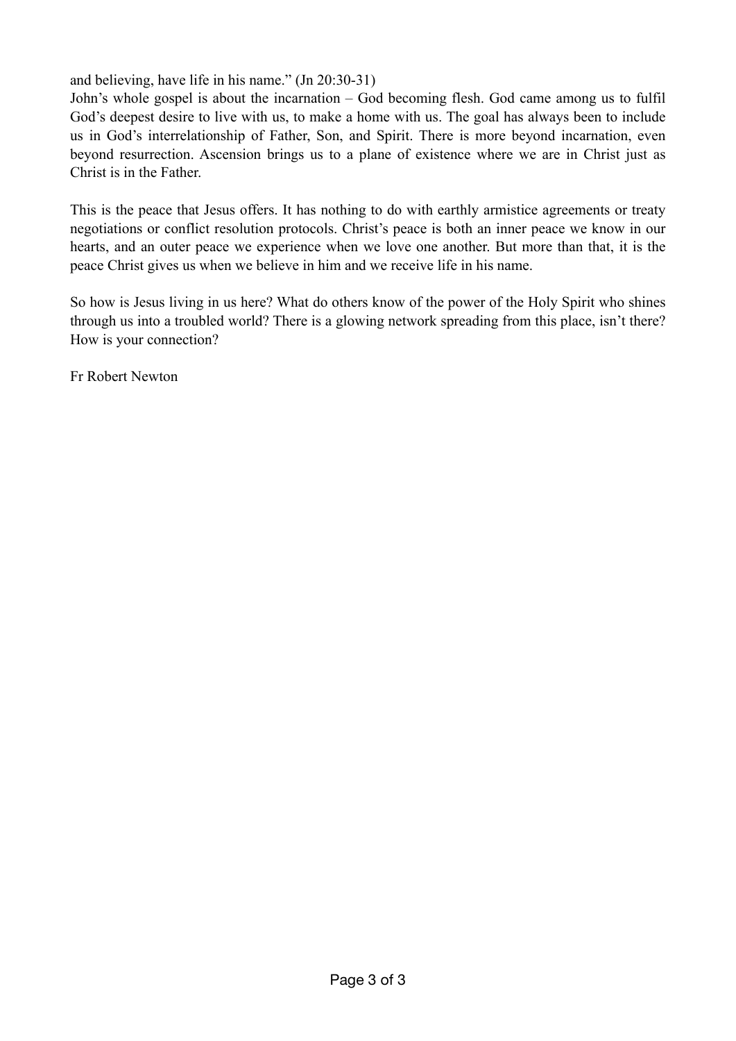and believing, have life in his name." (Jn 20:30-31)
John's whole gospel is about the incarnation – God becoming flesh. God came among us to fulfil God's deepest desire to live with us, to make a home with us. The goal has always been to include us in God's interrelationship of Father, Son, and Spirit. There is more beyond incarnation, even beyond resurrection. Ascension brings us to a plane of existence where we are in Christ just as Christ is in the Father.

This is the peace that Jesus offers. It has nothing to do with earthly armistice agreements or treaty negotiations or conflict resolution protocols. Christ's peace is both an inner peace we know in our hearts, and an outer peace we experience when we love one another. But more than that, it is the peace Christ gives us when we believe in him and we receive life in his name.

So how is Jesus living in us here? What do others know of the power of the Holy Spirit who shines through us into a troubled world? There is a glowing network spreading from this place, isn't there? How is your connection?

Fr Robert Newton